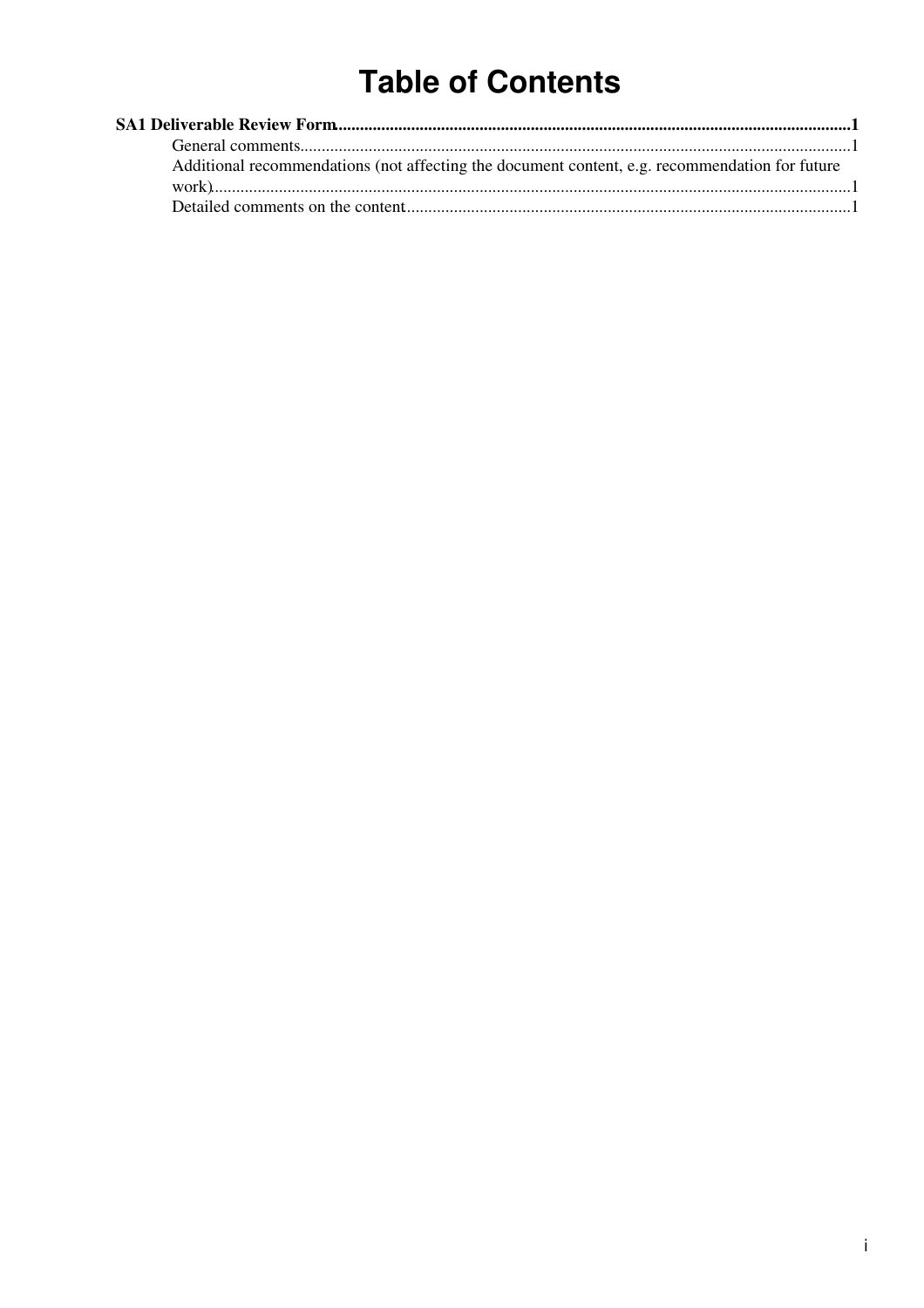# Table of Contents

**SA1 Deliverable Review Form** ........................................................................................................................ **1**

- General comments ................................................................................................................................ 1
- Additional recommendations (not affecting the document content, e.g. recommendation for future work) ..................................................................................................................................................... 1
- Detailed comments on the content ........................................................................................................ 1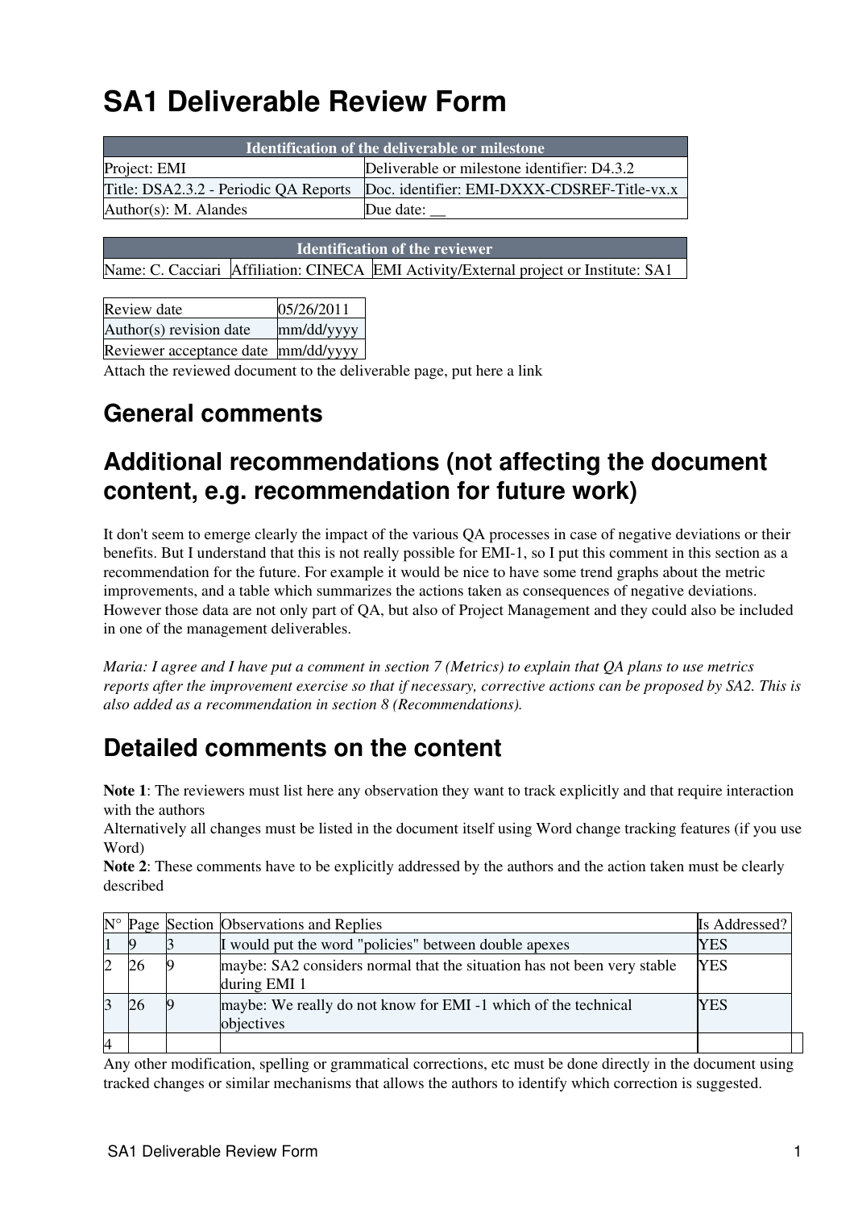# SA1 Deliverable Review Form

| Identification of the deliverable or milestone | |
|---|---|
| Project: EMI | Deliverable or milestone identifier: D4.3.2 |
| Title: DSA2.3.2 - Periodic QA Reports | Doc. identifier: EMI-DXXX-CDSREF-Title-vx.x |
| Author(s): M. Alandes | Due date: __ |

| Identification of the reviewer | | |
|---|---|---|
| Name: C. Cacciari | Affiliation: CINECA | EMI Activity/External project or Institute: SA1 |

| | |
|---|---|
| Review date | 05/26/2011 |
| Author(s) revision date | mm/dd/yyyy |
| Reviewer acceptance date | mm/dd/yyyy |

Attach the reviewed document to the deliverable page, put here a link

## General comments

## Additional recommendations (not affecting the document content, e.g. recommendation for future work)

It don't seem to emerge clearly the impact of the various QA processes in case of negative deviations or their benefits. But I understand that this is not really possible for EMI-1, so I put this comment in this section as a recommendation for the future. For example it would be nice to have some trend graphs about the metric improvements, and a table which summarizes the actions taken as consequences of negative deviations. However those data are not only part of QA, but also of Project Management and they could also be included in one of the management deliverables.

*Maria: I agree and I have put a comment in section 7 (Metrics) to explain that QA plans to use metrics reports after the improvement exercise so that if necessary, corrective actions can be proposed by SA2. This is also added as a recommendation in section 8 (Recommendations).*

## Detailed comments on the content

**Note 1**: The reviewers must list here any observation they want to track explicitly and that require interaction with the authors
Alternatively all changes must be listed in the document itself using Word change tracking features (if you use Word)
**Note 2**: These comments have to be explicitly addressed by the authors and the action taken must be clearly described

| N° | Page | Section | Observations and Replies | Is Addressed? |
|---|---|---|---|---|
| 1 | 9 | 3 | I would put the word "policies" between double apexes | YES |
| 2 | 26 | 9 | maybe: SA2 considers normal that the situation has not been very stable during EMI 1 | YES |
| 3 | 26 | 9 | maybe: We really do not know for EMI -1 which of the technical objectives | YES |
| 4 | | | | |

Any other modification, spelling or grammatical corrections, etc must be done directly in the document using tracked changes or similar mechanisms that allows the authors to identify which correction is suggested.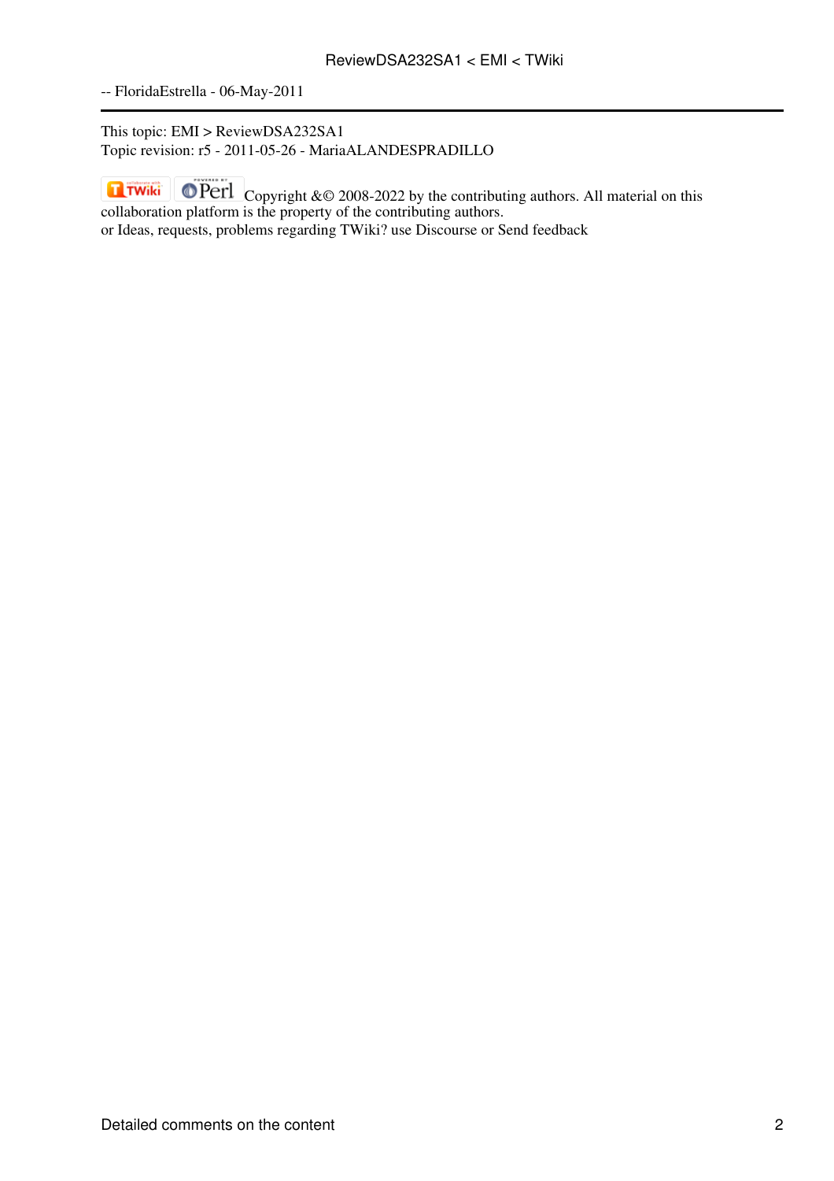-- FloridaEstrella - 06-May-2011

---

This topic: EMI > ReviewDSA232SA1
Topic revision: r5 - 2011-05-26 - MariaALANDESPRADILLO

Copyright &© 2008-2022 by the contributing authors. All material on this collaboration platform is the property of the contributing authors.
or Ideas, requests, problems regarding TWiki? use Discourse or Send feedback